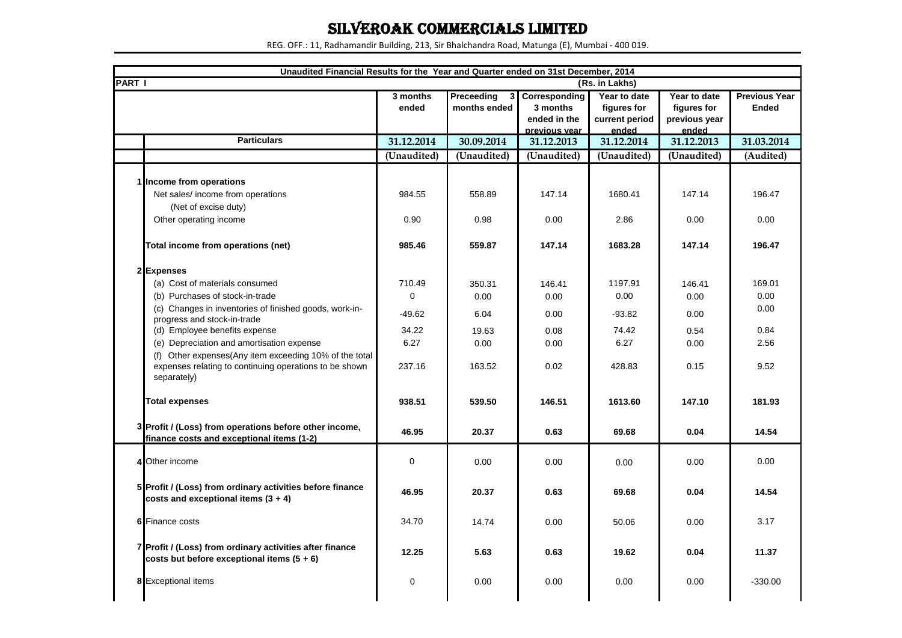# SILVEROAK COMMERCIALS LIMITED

REG. OFF.: 11, Radhamandir Building, 213, Sir Bhalchandra Road, Matunga (E), Mumbai - 400 019.

**Unaudited Financial Results for the Year and Quarter ended on 31st December, 2014**

**PART I** (Rs. in Lakhs)

| | Particulars | 3 months ended | Preceeding 3 months ended | Corresponding 3 months ended in the previous year | Year to date figures for current period ended | Year to date figures for previous year ended | Previous Year Ended |
|---|---|---|---|---|---|---|---|
| | | 31.12.2014 | 30.09.2014 | 31.12.2013 | 31.12.2014 | 31.12.2013 | 31.03.2014 |
| | | (Unaudited) | (Unaudited) | (Unaudited) | (Unaudited) | (Unaudited) | (Audited) |
| 1 | **Income from operations** | | | | | | |
| | Net sales/ income from operations (Net of excise duty) | 984.55 | 558.89 | 147.14 | 1680.41 | 147.14 | 196.47 |
| | Other operating income | 0.90 | 0.98 | 0.00 | 2.86 | 0.00 | 0.00 |
| | **Total income from operations (net)** | **985.46** | **559.87** | **147.14** | **1683.28** | **147.14** | **196.47** |
| 2 | **Expenses** | | | | | | |
| | (a) Cost of materials consumed | 710.49 | 350.31 | 146.41 | 1197.91 | 146.41 | 169.01 |
| | (b) Purchases of stock-in-trade | 0 | 0.00 | 0.00 | 0.00 | 0.00 | 0.00 |
| | (c) Changes in inventories of finished goods, work-in-progress and stock-in-trade | -49.62 | 6.04 | 0.00 | -93.82 | 0.00 | 0.00 |
| | (d) Employee benefits expense | 34.22 | 19.63 | 0.08 | 74.42 | 0.54 | 0.84 |
| | (e) Depreciation and amortisation expense | 6.27 | 0.00 | 0.00 | 6.27 | 0.00 | 2.56 |
| | (f) Other expenses(Any item exceeding 10% of the total expenses relating to continuing operations to be shown separately) | 237.16 | 163.52 | 0.02 | 428.83 | 0.15 | 9.52 |
| | **Total expenses** | **938.51** | **539.50** | **146.51** | **1613.60** | **147.10** | **181.93** |
| 3 | **Profit / (Loss) from operations before other income, finance costs and exceptional items (1-2)** | **46.95** | **20.37** | **0.63** | **69.68** | **0.04** | **14.54** |
| 4 | Other income | 0 | 0.00 | 0.00 | 0.00 | 0.00 | 0.00 |
| 5 | **Profit / (Loss) from ordinary activities before finance costs and exceptional items (3 + 4)** | **46.95** | **20.37** | **0.63** | **69.68** | **0.04** | **14.54** |
| 6 | Finance costs | 34.70 | 14.74 | 0.00 | 50.06 | 0.00 | 3.17 |
| 7 | **Profit / (Loss) from ordinary activities after finance costs but before exceptional items (5 + 6)** | **12.25** | **5.63** | **0.63** | **19.62** | **0.04** | **11.37** |
| 8 | Exceptional items | 0 | 0.00 | 0.00 | 0.00 | 0.00 | -330.00 |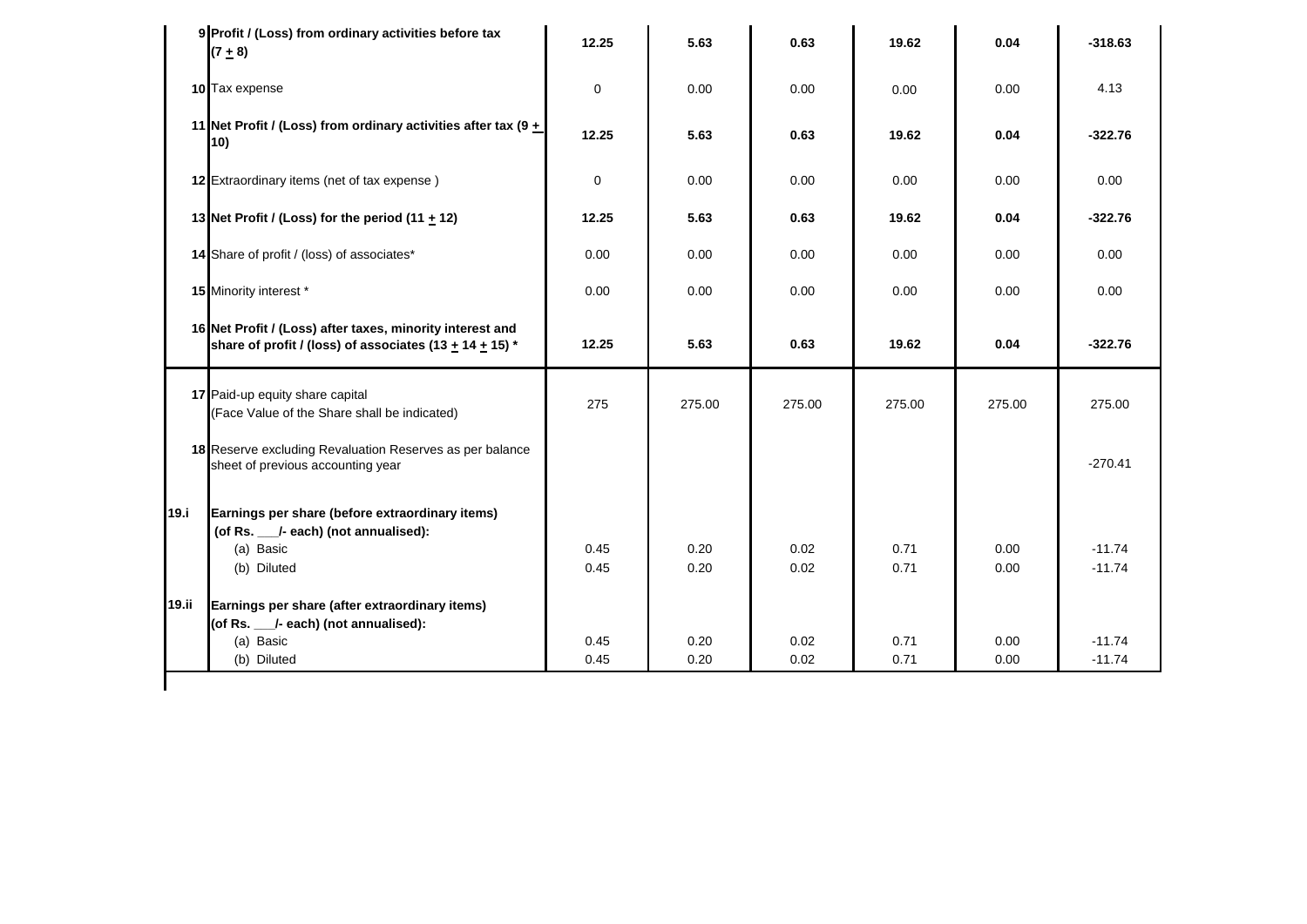| | | | | | | | |
|---|---|---|---|---|---|---|---|
| 9 | **Profit / (Loss) from ordinary activities before tax (7 + 8)** | **12.25** | **5.63** | **0.63** | **19.62** | **0.04** | **-318.63** |
| 10 | Tax expense | 0 | 0.00 | 0.00 | 0.00 | 0.00 | 4.13 |
| 11 | **Net Profit / (Loss) from ordinary activities after tax (9 + 10)** | **12.25** | **5.63** | **0.63** | **19.62** | **0.04** | **-322.76** |
| 12 | Extraordinary items (net of tax expense ) | 0 | 0.00 | 0.00 | 0.00 | 0.00 | 0.00 |
| 13 | **Net Profit / (Loss) for the period (11 + 12)** | **12.25** | **5.63** | **0.63** | **19.62** | **0.04** | **-322.76** |
| 14 | Share of profit / (loss) of associates* | 0.00 | 0.00 | 0.00 | 0.00 | 0.00 | 0.00 |
| 15 | Minority interest * | 0.00 | 0.00 | 0.00 | 0.00 | 0.00 | 0.00 |
| 16 | **Net Profit / (Loss) after taxes, minority interest and share of profit / (loss) of associates (13 + 14 + 15) *** | **12.25** | **5.63** | **0.63** | **19.62** | **0.04** | **-322.76** |
| 17 | Paid-up equity share capital (Face Value of the Share shall be indicated) | 275 | 275.00 | 275.00 | 275.00 | 275.00 | 275.00 |
| 18 | Reserve excluding Revaluation Reserves as per balance sheet of previous accounting year | | | | | | -270.41 |
| 19.i | **Earnings per share (before extraordinary items) (of Rs. ___/- each) (not annualised):** | | | | | | |
| | (a) Basic | 0.45 | 0.20 | 0.02 | 0.71 | 0.00 | -11.74 |
| | (b) Diluted | 0.45 | 0.20 | 0.02 | 0.71 | 0.00 | -11.74 |
| 19.ii | **Earnings per share (after extraordinary items) (of Rs. ___/- each) (not annualised):** | | | | | | |
| | (a) Basic | 0.45 | 0.20 | 0.02 | 0.71 | 0.00 | -11.74 |
| | (b) Diluted | 0.45 | 0.20 | 0.02 | 0.71 | 0.00 | -11.74 |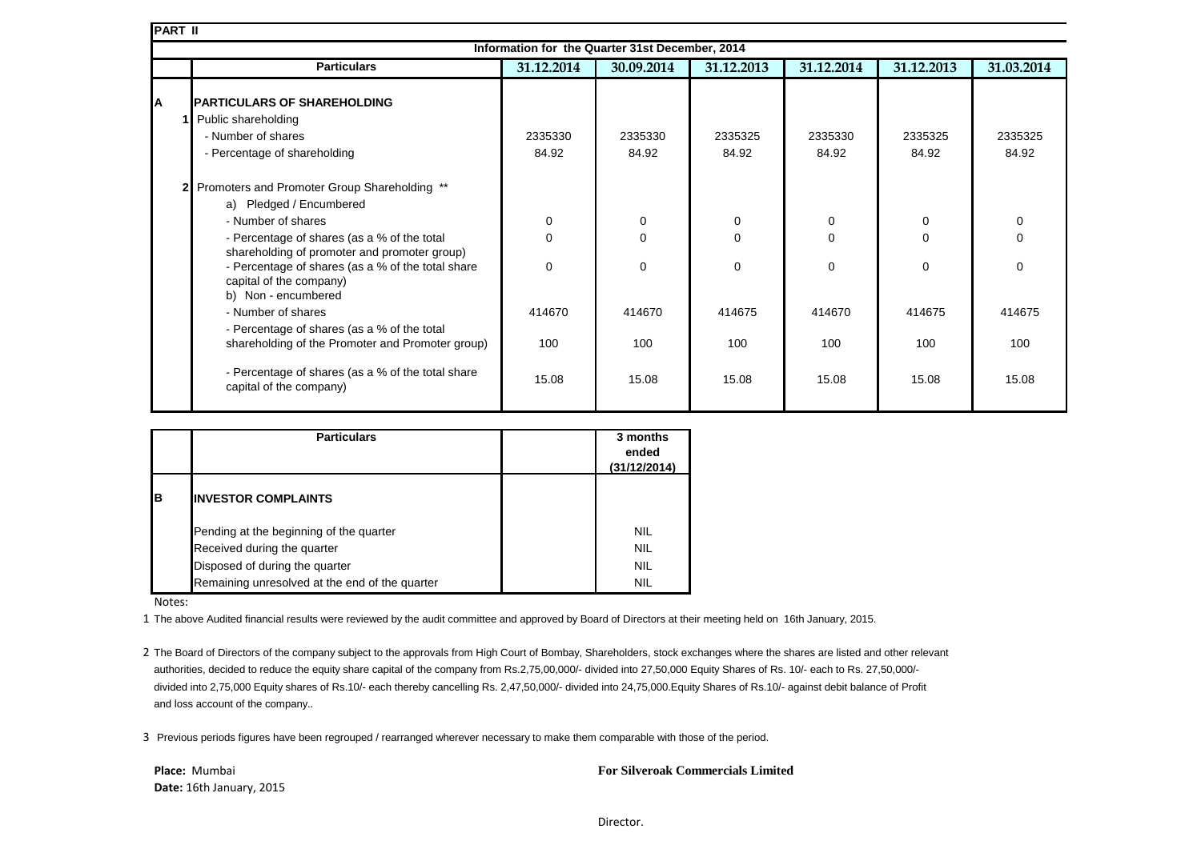**PART II**

| | Particulars | 31.12.2014 | 30.09.2014 | 31.12.2013 | 31.12.2014 | 31.12.2013 | 31.03.2014 |
|---|---|---|---|---|---|---|---|
| | Information for the Quarter 31st December, 2014 | | | | | | |
| **A** | **PARTICULARS OF SHAREHOLDING** | | | | | | |
| 1 | Public shareholding | | | | | | |
| | - Number of shares | 2335330 | 2335330 | 2335325 | 2335330 | 2335325 | 2335325 |
| | - Percentage of shareholding | 84.92 | 84.92 | 84.92 | 84.92 | 84.92 | 84.92 |
| 2 | Promoters and Promoter Group Shareholding ** | | | | | | |
| | a) Pledged / Encumbered | | | | | | |
| | - Number of shares | 0 | 0 | 0 | 0 | 0 | 0 |
| | - Percentage of shares (as a % of the total shareholding of promoter and promoter group) | 0 | 0 | 0 | 0 | 0 | 0 |
| | - Percentage of shares (as a % of the total share capital of the company) | 0 | 0 | 0 | 0 | 0 | 0 |
| | b) Non - encumbered | | | | | | |
| | - Number of shares | 414670 | 414670 | 414675 | 414670 | 414675 | 414675 |
| | - Percentage of shares (as a % of the total shareholding of the Promoter and Promoter group) | 100 | 100 | 100 | 100 | 100 | 100 |
| | - Percentage of shares (as a % of the total share capital of the company) | 15.08 | 15.08 | 15.08 | 15.08 | 15.08 | 15.08 |

| | Particulars | | 3 months ended (31/12/2014) |
|---|---|---|---|
| **B** | **INVESTOR COMPLAINTS** | | |
| | Pending at the beginning of the quarter | | NIL |
| | Received during the quarter | | NIL |
| | Disposed of during the quarter | | NIL |
| | Remaining unresolved at the end of the quarter | | NIL |

Notes:

1 The above Audited financial results were reviewed by the audit committee and approved by Board of Directors at their meeting held on 16th January, 2015.

2 The Board of Directors of the company subject to the approvals from High Court of Bombay, Shareholders, stock exchanges where the shares are listed and other relevant authorities, decided to reduce the equity share capital of the company from Rs.2,75,00,000/- divided into 27,50,000 Equity Shares of Rs. 10/- each to Rs. 27,50,000/- divided into 2,75,000 Equity shares of Rs.10/- each thereby cancelling Rs. 2,47,50,000/- divided into 24,75,000.Equity Shares of Rs.10/- against debit balance of Profit and loss account of the company..

3 Previous periods figures have been regrouped / rearranged wherever necessary to make them comparable with those of the period.

**Place:** Mumbai
**Date:** 16th January, 2015

**For Silveroak Commercials Limited**

Director.